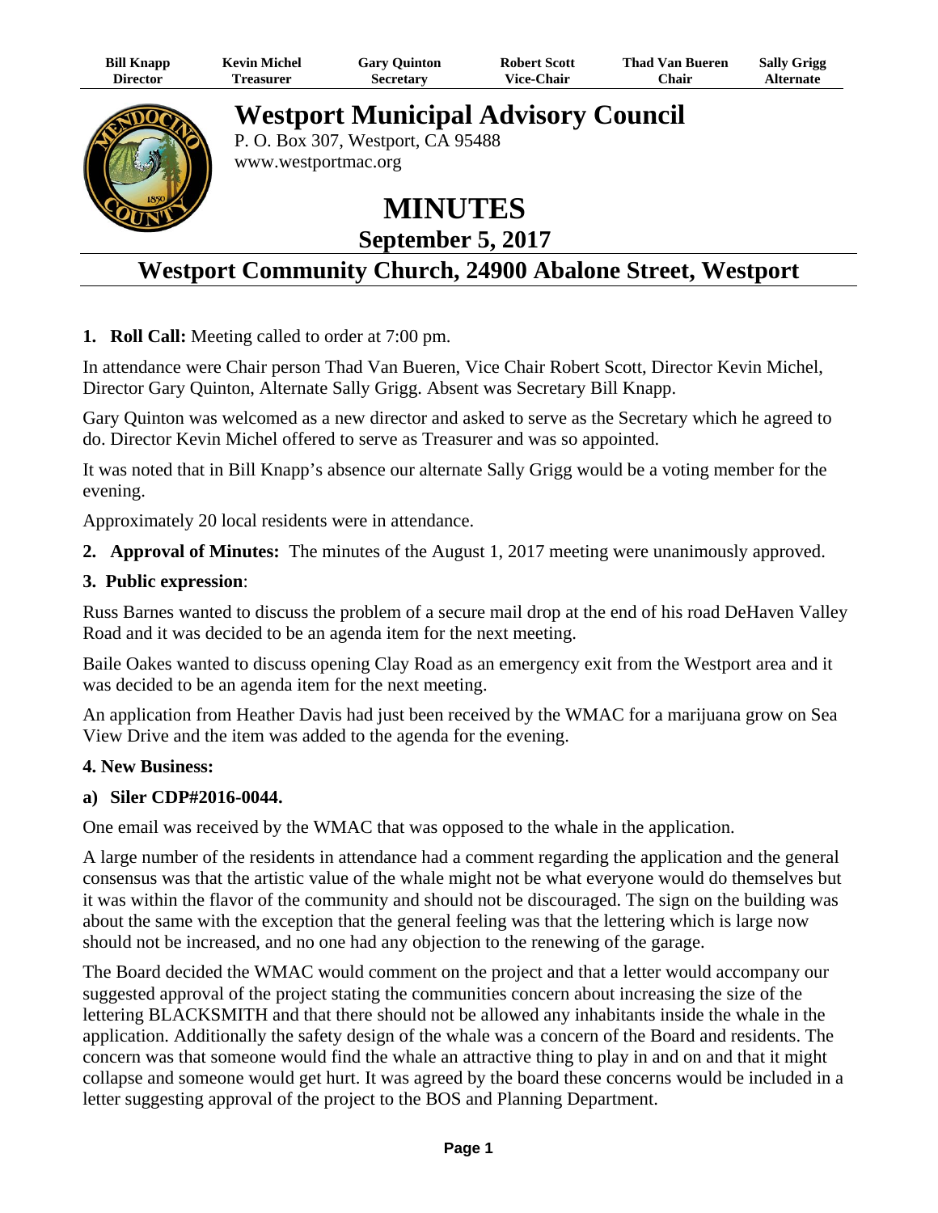| Bill Knapp | Kevin Michel | Gary Quinton | Robert Scott | Thad Van Bueren | Sally Grigg |
|---|---|---|---|---|---|
| Director | Treasurer | Secretary | Vice-Chair | Chair | Alternate |

# Westport Municipal Advisory Council

P. O. Box 307, Westport, CA 95488
www.westportmac.org

# MINUTES

## September 5, 2017

## Westport Community Church, 24900 Abalone Street, Westport

**1. Roll Call:** Meeting called to order at 7:00 pm.

In attendance were Chair person Thad Van Bueren, Vice Chair Robert Scott, Director Kevin Michel, Director Gary Quinton, Alternate Sally Grigg. Absent was Secretary Bill Knapp.

Gary Quinton was welcomed as a new director and asked to serve as the Secretary which he agreed to do. Director Kevin Michel offered to serve as Treasurer and was so appointed.

It was noted that in Bill Knapp's absence our alternate Sally Grigg would be a voting member for the evening.

Approximately 20 local residents were in attendance.

**2. Approval of Minutes:** The minutes of the August 1, 2017 meeting were unanimously approved.

**3. Public expression**:

Russ Barnes wanted to discuss the problem of a secure mail drop at the end of his road DeHaven Valley Road and it was decided to be an agenda item for the next meeting.

Baile Oakes wanted to discuss opening Clay Road as an emergency exit from the Westport area and it was decided to be an agenda item for the next meeting.

An application from Heather Davis had just been received by the WMAC for a marijuana grow on Sea View Drive and the item was added to the agenda for the evening.

**4. New Business:**

**a) Siler CDP#2016-0044.**

One email was received by the WMAC that was opposed to the whale in the application.

A large number of the residents in attendance had a comment regarding the application and the general consensus was that the artistic value of the whale might not be what everyone would do themselves but it was within the flavor of the community and should not be discouraged. The sign on the building was about the same with the exception that the general feeling was that the lettering which is large now should not be increased, and no one had any objection to the renewing of the garage.

The Board decided the WMAC would comment on the project and that a letter would accompany our suggested approval of the project stating the communities concern about increasing the size of the lettering BLACKSMITH and that there should not be allowed any inhabitants inside the whale in the application. Additionally the safety design of the whale was a concern of the Board and residents. The concern was that someone would find the whale an attractive thing to play in and on and that it might collapse and someone would get hurt. It was agreed by the board these concerns would be included in a letter suggesting approval of the project to the BOS and Planning Department.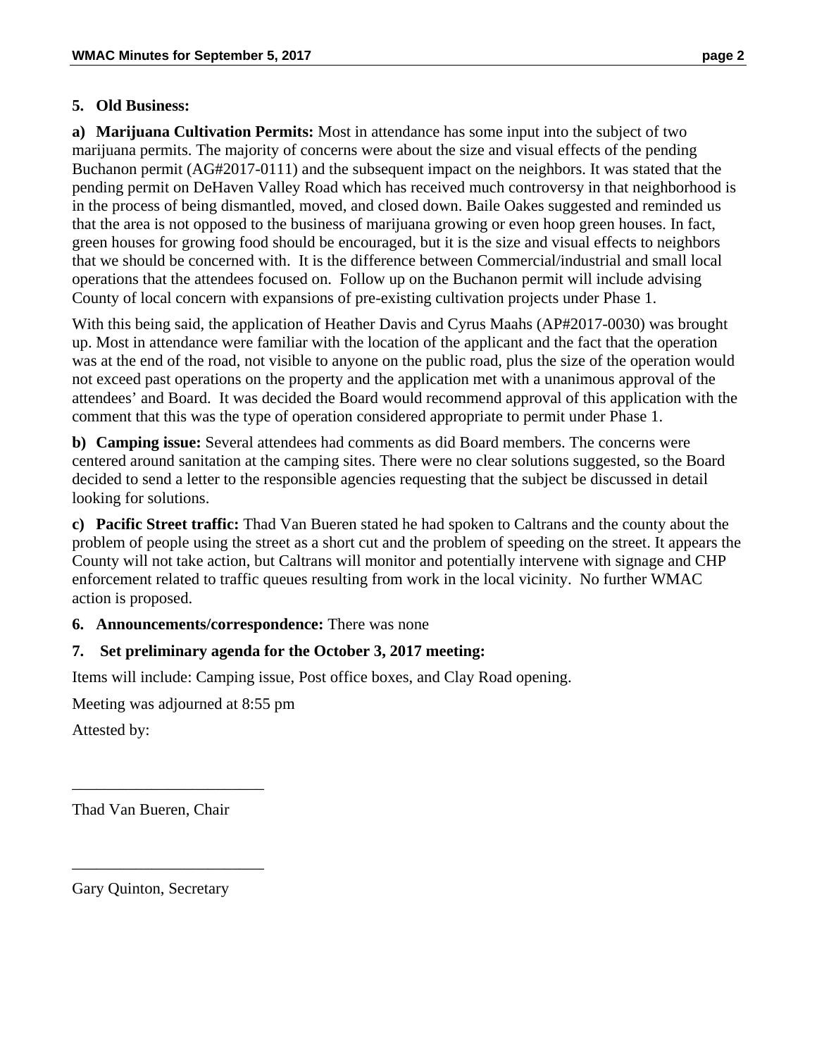**5. Old Business:**

**a) Marijuana Cultivation Permits:** Most in attendance has some input into the subject of two marijuana permits. The majority of concerns were about the size and visual effects of the pending Buchanon permit (AG#2017-0111) and the subsequent impact on the neighbors. It was stated that the pending permit on DeHaven Valley Road which has received much controversy in that neighborhood is in the process of being dismantled, moved, and closed down. Baile Oakes suggested and reminded us that the area is not opposed to the business of marijuana growing or even hoop green houses. In fact, green houses for growing food should be encouraged, but it is the size and visual effects to neighbors that we should be concerned with. It is the difference between Commercial/industrial and small local operations that the attendees focused on. Follow up on the Buchanon permit will include advising County of local concern with expansions of pre-existing cultivation projects under Phase 1.

With this being said, the application of Heather Davis and Cyrus Maahs (AP#2017-0030) was brought up. Most in attendance were familiar with the location of the applicant and the fact that the operation was at the end of the road, not visible to anyone on the public road, plus the size of the operation would not exceed past operations on the property and the application met with a unanimous approval of the attendees' and Board. It was decided the Board would recommend approval of this application with the comment that this was the type of operation considered appropriate to permit under Phase 1.

**b) Camping issue:** Several attendees had comments as did Board members. The concerns were centered around sanitation at the camping sites. There were no clear solutions suggested, so the Board decided to send a letter to the responsible agencies requesting that the subject be discussed in detail looking for solutions.

**c) Pacific Street traffic:** Thad Van Bueren stated he had spoken to Caltrans and the county about the problem of people using the street as a short cut and the problem of speeding on the street. It appears the County will not take action, but Caltrans will monitor and potentially intervene with signage and CHP enforcement related to traffic queues resulting from work in the local vicinity. No further WMAC action is proposed.

**6. Announcements/correspondence:** There was none

**7. Set preliminary agenda for the October 3, 2017 meeting:**

Items will include: Camping issue, Post office boxes, and Clay Road opening.

Meeting was adjourned at 8:55 pm

Attested by:

\_\_\_\_\_\_\_\_\_\_\_\_\_\_\_\_\_\_\_\_\_\_\_\_

Thad Van Bueren, Chair

\_\_\_\_\_\_\_\_\_\_\_\_\_\_\_\_\_\_\_\_\_\_\_\_

Gary Quinton, Secretary